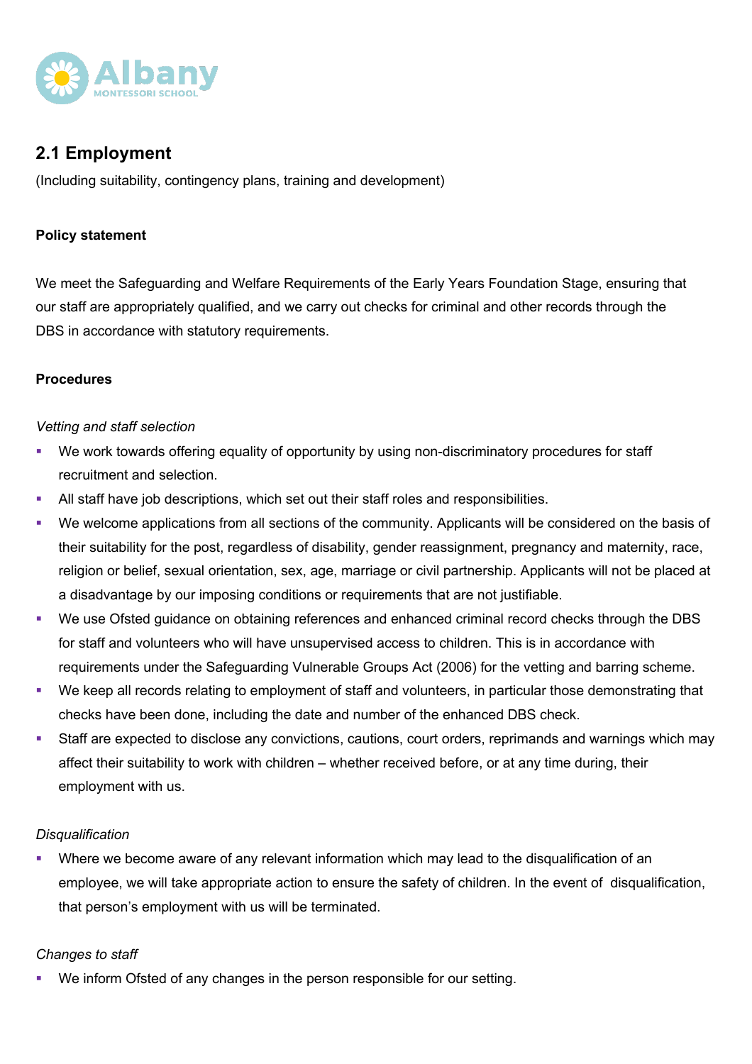## 2.1 Employment

(Including suitability, contingency plans, training and development)

**Policy statement**

We meet the Safeguarding and Welfare Requirements of the Early Years Foundation Stage, ensuring that our staff are appropriately qualified, and we carry out checks for criminal and other records through the DBS in accordance with statutory requirements.

**Procedures**

*Vetting and staff selection*

- We work towards offering equality of opportunity by using non-discriminatory procedures for staff recruitment and selection.
- All staff have job descriptions, which set out their staff roles and responsibilities.
- We welcome applications from all sections of the community. Applicants will be considered on the basis of their suitability for the post, regardless of disability, gender reassignment, pregnancy and maternity, race, religion or belief, sexual orientation, sex, age, marriage or civil partnership. Applicants will not be placed at a disadvantage by our imposing conditions or requirements that are not justifiable.
- We use Ofsted guidance on obtaining references and enhanced criminal record checks through the DBS for staff and volunteers who will have unsupervised access to children. This is in accordance with requirements under the Safeguarding Vulnerable Groups Act (2006) for the vetting and barring scheme.
- We keep all records relating to employment of staff and volunteers, in particular those demonstrating that checks have been done, including the date and number of the enhanced DBS check.
- Staff are expected to disclose any convictions, cautions, court orders, reprimands and warnings which may affect their suitability to work with children – whether received before, or at any time during, their employment with us.

*Disqualification*

- Where we become aware of any relevant information which may lead to the disqualification of an employee, we will take appropriate action to ensure the safety of children. In the event of disqualification, that person's employment with us will be terminated.

*Changes to staff*

- We inform Ofsted of any changes in the person responsible for our setting.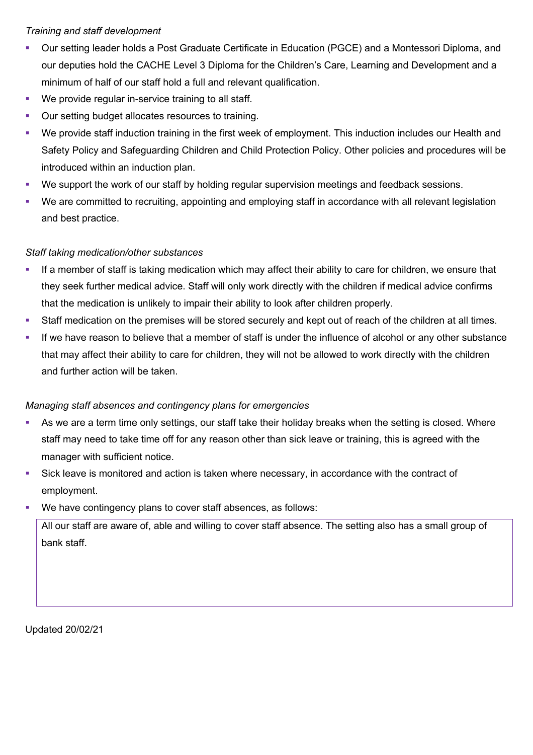*Training and staff development*

- Our setting leader holds a Post Graduate Certificate in Education (PGCE) and a Montessori Diploma, and our deputies hold the CACHE Level 3 Diploma for the Children's Care, Learning and Development and a minimum of half of our staff hold a full and relevant qualification.
- We provide regular in-service training to all staff.
- Our setting budget allocates resources to training.
- We provide staff induction training in the first week of employment. This induction includes our Health and Safety Policy and Safeguarding Children and Child Protection Policy. Other policies and procedures will be introduced within an induction plan.
- We support the work of our staff by holding regular supervision meetings and feedback sessions.
- We are committed to recruiting, appointing and employing staff in accordance with all relevant legislation and best practice.

*Staff taking medication/other substances*

- If a member of staff is taking medication which may affect their ability to care for children, we ensure that they seek further medical advice. Staff will only work directly with the children if medical advice confirms that the medication is unlikely to impair their ability to look after children properly.
- Staff medication on the premises will be stored securely and kept out of reach of the children at all times.
- If we have reason to believe that a member of staff is under the influence of alcohol or any other substance that may affect their ability to care for children, they will not be allowed to work directly with the children and further action will be taken.

*Managing staff absences and contingency plans for emergencies*

- As we are a term time only settings, our staff take their holiday breaks when the setting is closed. Where staff may need to take time off for any reason other than sick leave or training, this is agreed with the manager with sufficient notice.
- Sick leave is monitored and action is taken where necessary, in accordance with the contract of employment.
- We have contingency plans to cover staff absences, as follows:

All our staff are aware of, able and willing to cover staff absence. The setting also has a small group of bank staff.

Updated 20/02/21